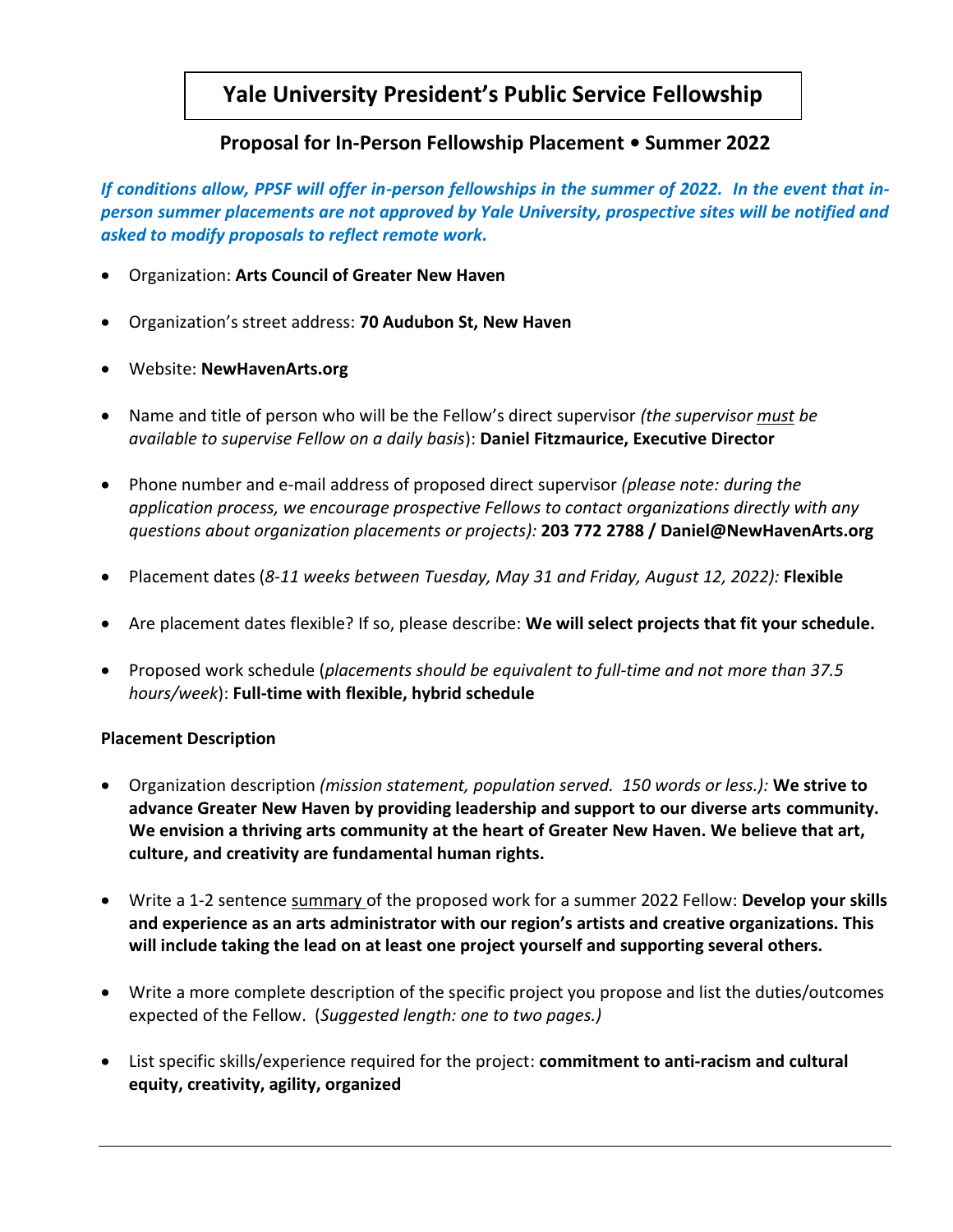# Yale University President's Public Service Fellowship

## Proposal for In-Person Fellowship Placement • Summer 2022

***If conditions allow, PPSF will offer in-person fellowships in the summer of 2022. In the event that in-person summer placements are not approved by Yale University, prospective sites will be notified and asked to modify proposals to reflect remote work.***

- Organization: **Arts Council of Greater New Haven**
- Organization's street address: **70 Audubon St, New Haven**
- Website: **NewHavenArts.org**
- Name and title of person who will be the Fellow's direct supervisor *(the supervisor must be available to supervise Fellow on a daily basis)*: **Daniel Fitzmaurice, Executive Director**
- Phone number and e-mail address of proposed direct supervisor *(please note: during the application process, we encourage prospective Fellows to contact organizations directly with any questions about organization placements or projects):* **203 772 2788 / Daniel@NewHavenArts.org**
- Placement dates (*8-11 weeks between Tuesday, May 31 and Friday, August 12, 2022):* **Flexible**
- Are placement dates flexible? If so, please describe: **We will select projects that fit your schedule.**
- Proposed work schedule (*placements should be equivalent to full-time and not more than 37.5 hours/week*): **Full-time with flexible, hybrid schedule**

**Placement Description**

- Organization description *(mission statement, population served. 150 words or less.):* **We strive to advance Greater New Haven by providing leadership and support to our diverse arts community. We envision a thriving arts community at the heart of Greater New Haven. We believe that art, culture, and creativity are fundamental human rights.**
- Write a 1-2 sentence summary of the proposed work for a summer 2022 Fellow: **Develop your skills and experience as an arts administrator with our region's artists and creative organizations. This will include taking the lead on at least one project yourself and supporting several others.**
- Write a more complete description of the specific project you propose and list the duties/outcomes expected of the Fellow. (*Suggested length: one to two pages.)*
- List specific skills/experience required for the project: **commitment to anti-racism and cultural equity, creativity, agility, organized**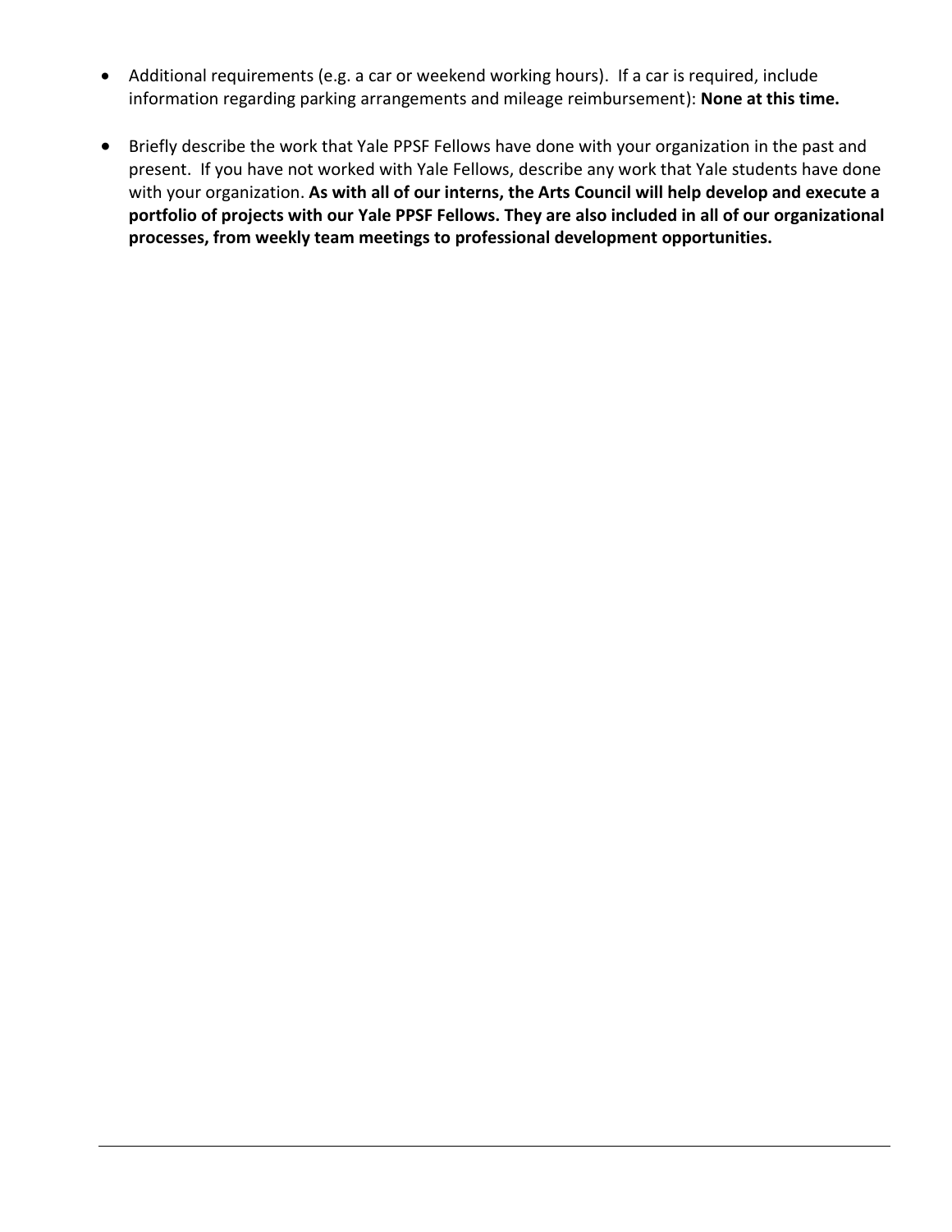- Additional requirements (e.g. a car or weekend working hours). If a car is required, include information regarding parking arrangements and mileage reimbursement): **None at this time.**

- Briefly describe the work that Yale PPSF Fellows have done with your organization in the past and present. If you have not worked with Yale Fellows, describe any work that Yale students have done with your organization. **As with all of our interns, the Arts Council will help develop and execute a portfolio of projects with our Yale PPSF Fellows. They are also included in all of our organizational processes, from weekly team meetings to professional development opportunities.**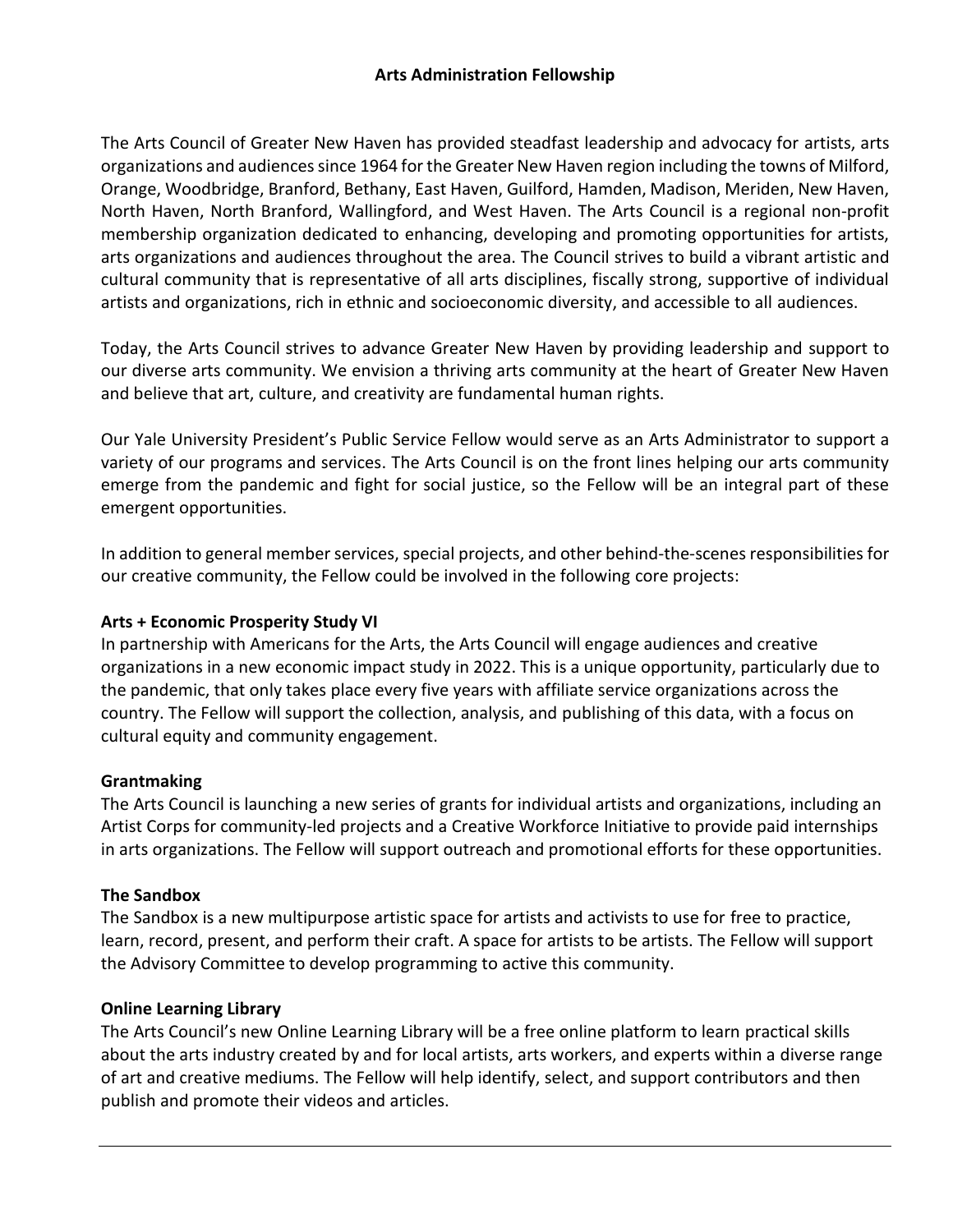## Arts Administration Fellowship

The Arts Council of Greater New Haven has provided steadfast leadership and advocacy for artists, arts organizations and audiences since 1964 for the Greater New Haven region including the towns of Milford, Orange, Woodbridge, Branford, Bethany, East Haven, Guilford, Hamden, Madison, Meriden, New Haven, North Haven, North Branford, Wallingford, and West Haven. The Arts Council is a regional non-profit membership organization dedicated to enhancing, developing and promoting opportunities for artists, arts organizations and audiences throughout the area. The Council strives to build a vibrant artistic and cultural community that is representative of all arts disciplines, fiscally strong, supportive of individual artists and organizations, rich in ethnic and socioeconomic diversity, and accessible to all audiences.

Today, the Arts Council strives to advance Greater New Haven by providing leadership and support to our diverse arts community. We envision a thriving arts community at the heart of Greater New Haven and believe that art, culture, and creativity are fundamental human rights.

Our Yale University President's Public Service Fellow would serve as an Arts Administrator to support a variety of our programs and services. The Arts Council is on the front lines helping our arts community emerge from the pandemic and fight for social justice, so the Fellow will be an integral part of these emergent opportunities.

In addition to general member services, special projects, and other behind-the-scenes responsibilities for our creative community, the Fellow could be involved in the following core projects:

### Arts + Economic Prosperity Study VI

In partnership with Americans for the Arts, the Arts Council will engage audiences and creative organizations in a new economic impact study in 2022. This is a unique opportunity, particularly due to the pandemic, that only takes place every five years with affiliate service organizations across the country. The Fellow will support the collection, analysis, and publishing of this data, with a focus on cultural equity and community engagement.

### Grantmaking

The Arts Council is launching a new series of grants for individual artists and organizations, including an Artist Corps for community-led projects and a Creative Workforce Initiative to provide paid internships in arts organizations. The Fellow will support outreach and promotional efforts for these opportunities.

### The Sandbox

The Sandbox is a new multipurpose artistic space for artists and activists to use for free to practice, learn, record, present, and perform their craft. A space for artists to be artists. The Fellow will support the Advisory Committee to develop programming to active this community.

### Online Learning Library

The Arts Council's new Online Learning Library will be a free online platform to learn practical skills about the arts industry created by and for local artists, arts workers, and experts within a diverse range of art and creative mediums. The Fellow will help identify, select, and support contributors and then publish and promote their videos and articles.

---